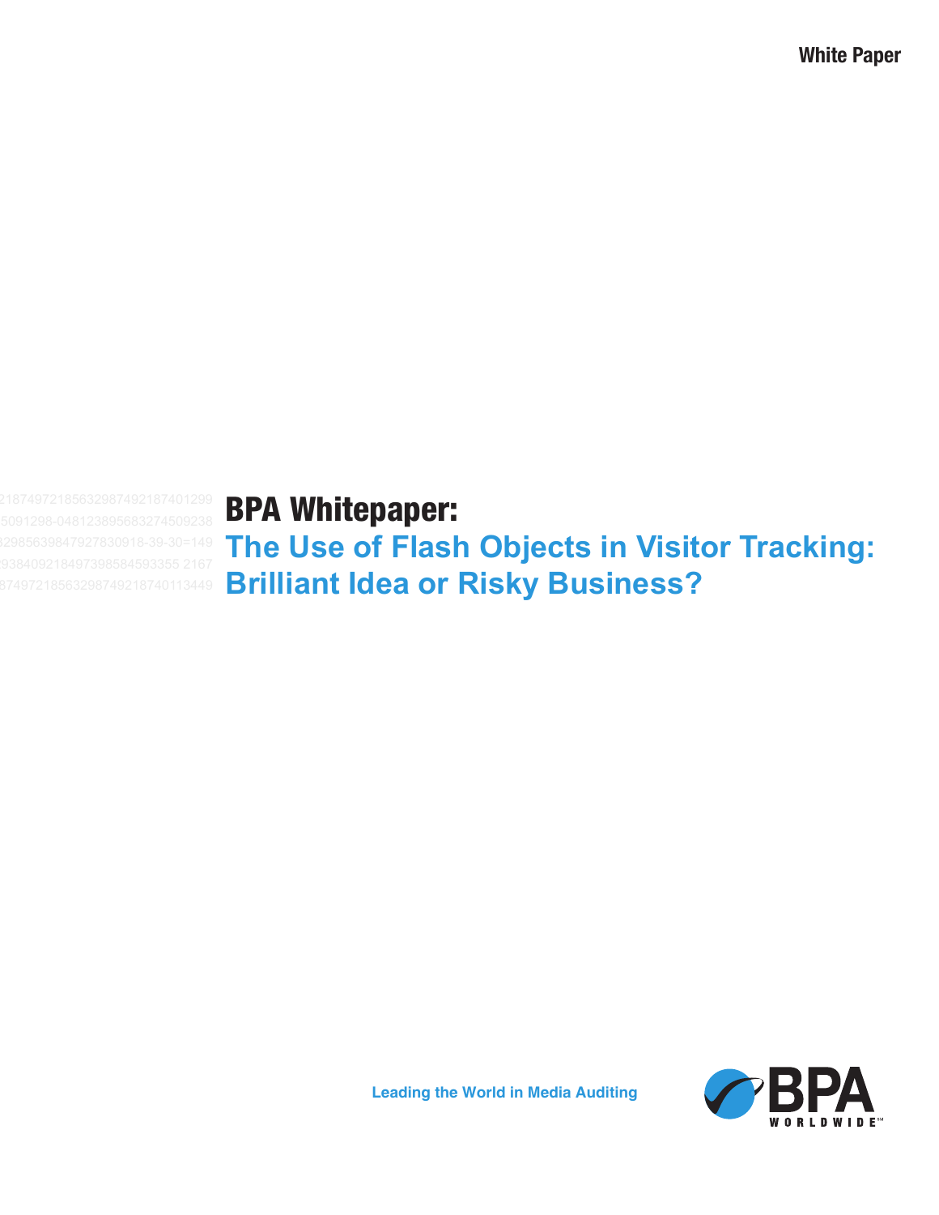White Paper

# BPA Whitepaper:

## The Use of Flash Objects in Visitor Tracking: Brilliant Idea or Risky Business?

Leading the World in Media Auditing

BPA WORLDWIDE™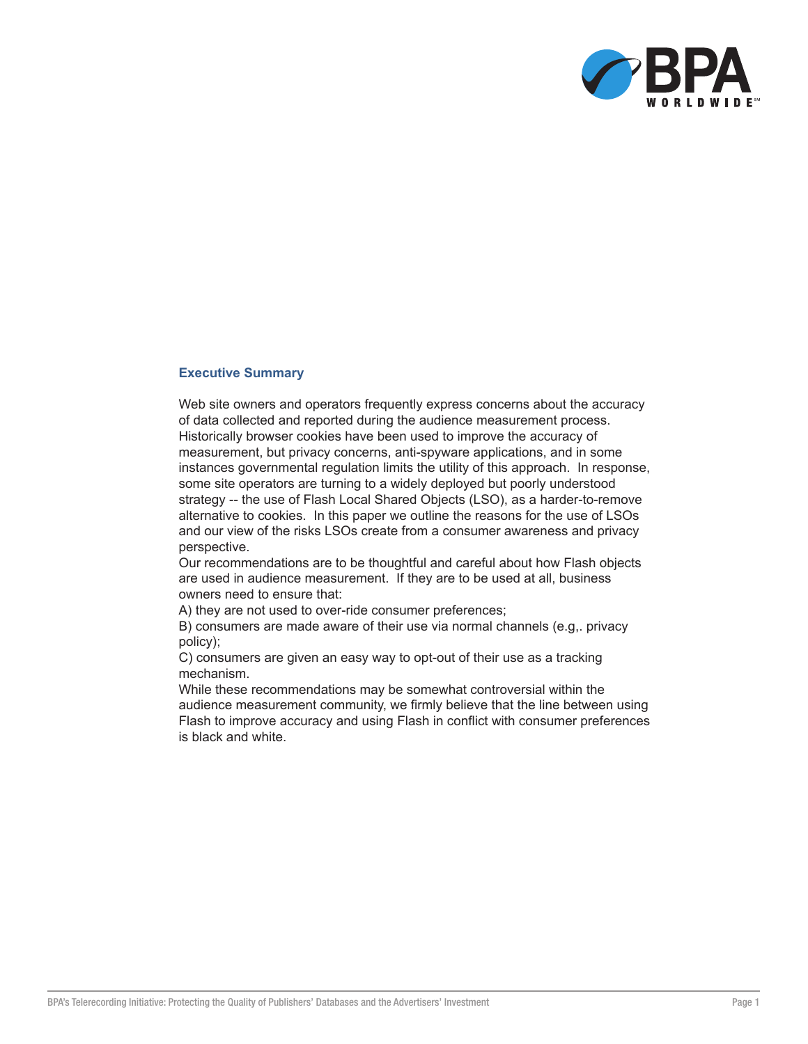## Executive Summary

Web site owners and operators frequently express concerns about the accuracy of data collected and reported during the audience measurement process. Historically browser cookies have been used to improve the accuracy of measurement, but privacy concerns, anti-spyware applications, and in some instances governmental regulation limits the utility of this approach. In response, some site operators are turning to a widely deployed but poorly understood strategy -- the use of Flash Local Shared Objects (LSO), as a harder-to-remove alternative to cookies. In this paper we outline the reasons for the use of LSOs and our view of the risks LSOs create from a consumer awareness and privacy perspective.

Our recommendations are to be thoughtful and careful about how Flash objects are used in audience measurement. If they are to be used at all, business owners need to ensure that:

A) they are not used to over-ride consumer preferences;

B) consumers are made aware of their use via normal channels (e.g,. privacy policy);

C) consumers are given an easy way to opt-out of their use as a tracking mechanism.

While these recommendations may be somewhat controversial within the audience measurement community, we firmly believe that the line between using Flash to improve accuracy and using Flash in conflict with consumer preferences is black and white.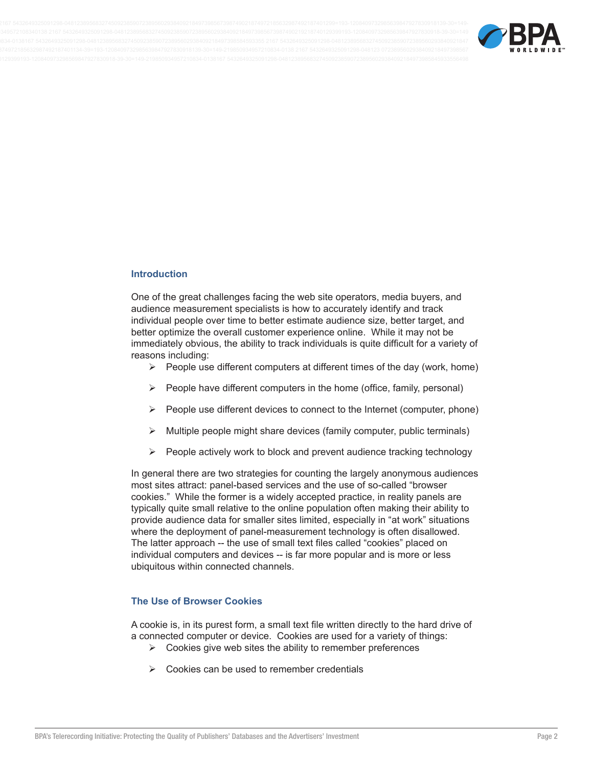## Introduction

One of the great challenges facing the web site operators, media buyers, and audience measurement specialists is how to accurately identify and track individual people over time to better estimate audience size, better target, and better optimize the overall customer experience online. While it may not be immediately obvious, the ability to track individuals is quite difficult for a variety of reasons including:

- People use different computers at different times of the day (work, home)
- People have different computers in the home (office, family, personal)
- People use different devices to connect to the Internet (computer, phone)
- Multiple people might share devices (family computer, public terminals)
- People actively work to block and prevent audience tracking technology

In general there are two strategies for counting the largely anonymous audiences most sites attract: panel-based services and the use of so-called "browser cookies." While the former is a widely accepted practice, in reality panels are typically quite small relative to the online population often making their ability to provide audience data for smaller sites limited, especially in "at work" situations where the deployment of panel-measurement technology is often disallowed. The latter approach -- the use of small text files called "cookies" placed on individual computers and devices -- is far more popular and is more or less ubiquitous within connected channels.

## The Use of Browser Cookies

A cookie is, in its purest form, a small text file written directly to the hard drive of a connected computer or device. Cookies are used for a variety of things:

- Cookies give web sites the ability to remember preferences
- Cookies can be used to remember credentials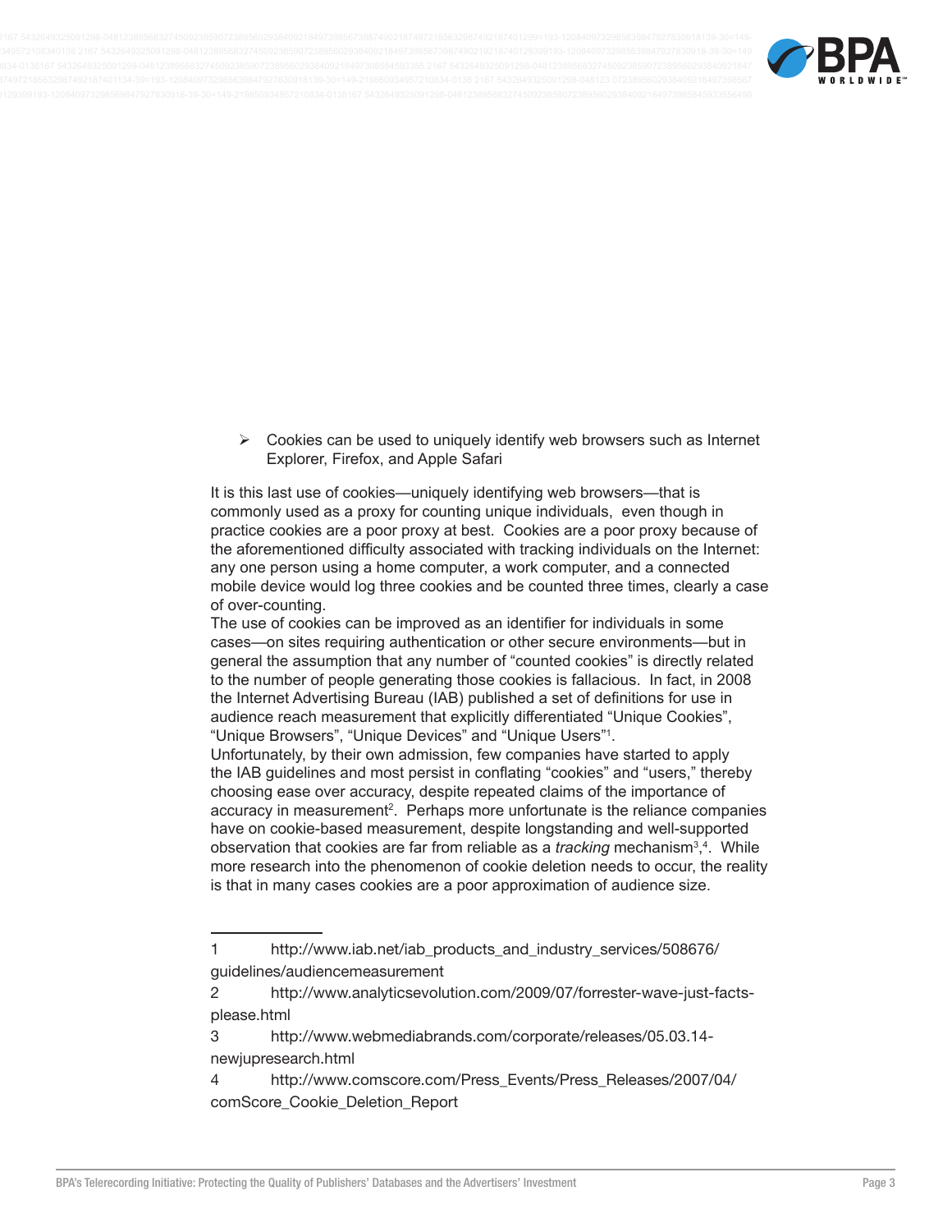- Cookies can be used to uniquely identify web browsers such as Internet Explorer, Firefox, and Apple Safari

It is this last use of cookies—uniquely identifying web browsers—that is commonly used as a proxy for counting unique individuals, even though in practice cookies are a poor proxy at best. Cookies are a poor proxy because of the aforementioned difficulty associated with tracking individuals on the Internet: any one person using a home computer, a work computer, and a connected mobile device would log three cookies and be counted three times, clearly a case of over-counting.

The use of cookies can be improved as an identifier for individuals in some cases—on sites requiring authentication or other secure environments—but in general the assumption that any number of "counted cookies" is directly related to the number of people generating those cookies is fallacious. In fact, in 2008 the Internet Advertising Bureau (IAB) published a set of definitions for use in audience reach measurement that explicitly differentiated "Unique Cookies", "Unique Browsers", "Unique Devices" and "Unique Users"[1].

Unfortunately, by their own admission, few companies have started to apply the IAB guidelines and most persist in conflating "cookies" and "users," thereby choosing ease over accuracy, despite repeated claims of the importance of accuracy in measurement[2]. Perhaps more unfortunate is the reliance companies have on cookie-based measurement, despite longstanding and well-supported observation that cookies are far from reliable as a *tracking* mechanism[3],[4]. While more research into the phenomenon of cookie deletion needs to occur, the reality is that in many cases cookies are a poor approximation of audience size.

---

1 http://www.iab.net/iab_products_and_industry_services/508676/guidelines/audiencemeasurement

2 http://www.analyticsevolution.com/2009/07/forrester-wave-just-facts-please.html

3 http://www.webmediabrands.com/corporate/releases/05.03.14-newjupresearch.html

4 http://www.comscore.com/Press_Events/Press_Releases/2007/04/comScore_Cookie_Deletion_Report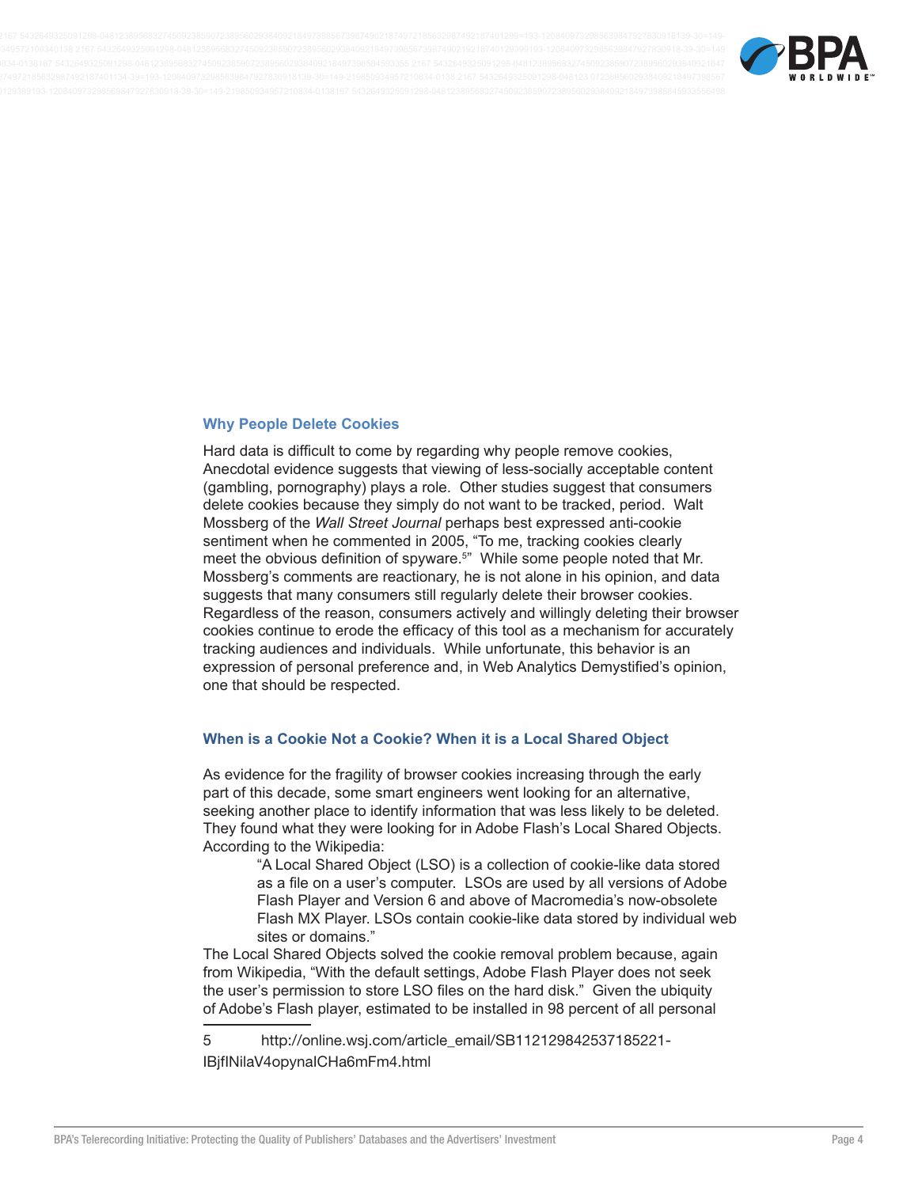## Why People Delete Cookies

Hard data is difficult to come by regarding why people remove cookies, Anecdotal evidence suggests that viewing of less-socially acceptable content (gambling, pornography) plays a role. Other studies suggest that consumers delete cookies because they simply do not want to be tracked, period. Walt Mossberg of the *Wall Street Journal* perhaps best expressed anti-cookie sentiment when he commented in 2005, "To me, tracking cookies clearly meet the obvious definition of spyware.[5]" While some people noted that Mr. Mossberg's comments are reactionary, he is not alone in his opinion, and data suggests that many consumers still regularly delete their browser cookies. Regardless of the reason, consumers actively and willingly deleting their browser cookies continue to erode the efficacy of this tool as a mechanism for accurately tracking audiences and individuals. While unfortunate, this behavior is an expression of personal preference and, in Web Analytics Demystified's opinion, one that should be respected.

## When is a Cookie Not a Cookie? When it is a Local Shared Object

As evidence for the fragility of browser cookies increasing through the early part of this decade, some smart engineers went looking for an alternative, seeking another place to identify information that was less likely to be deleted. They found what they were looking for in Adobe Flash's Local Shared Objects. According to the Wikipedia:

> "A Local Shared Object (LSO) is a collection of cookie-like data stored as a file on a user's computer. LSOs are used by all versions of Adobe Flash Player and Version 6 and above of Macromedia's now-obsolete Flash MX Player. LSOs contain cookie-like data stored by individual web sites or domains."

The Local Shared Objects solved the cookie removal problem because, again from Wikipedia, "With the default settings, Adobe Flash Player does not seek the user's permission to store LSO files on the hard disk." Given the ubiquity of Adobe's Flash player, estimated to be installed in 98 percent of all personal

---

5 http://online.wsj.com/article_email/SB112129842537185221-IBjfINilaV4opynaICHa6mFm4.html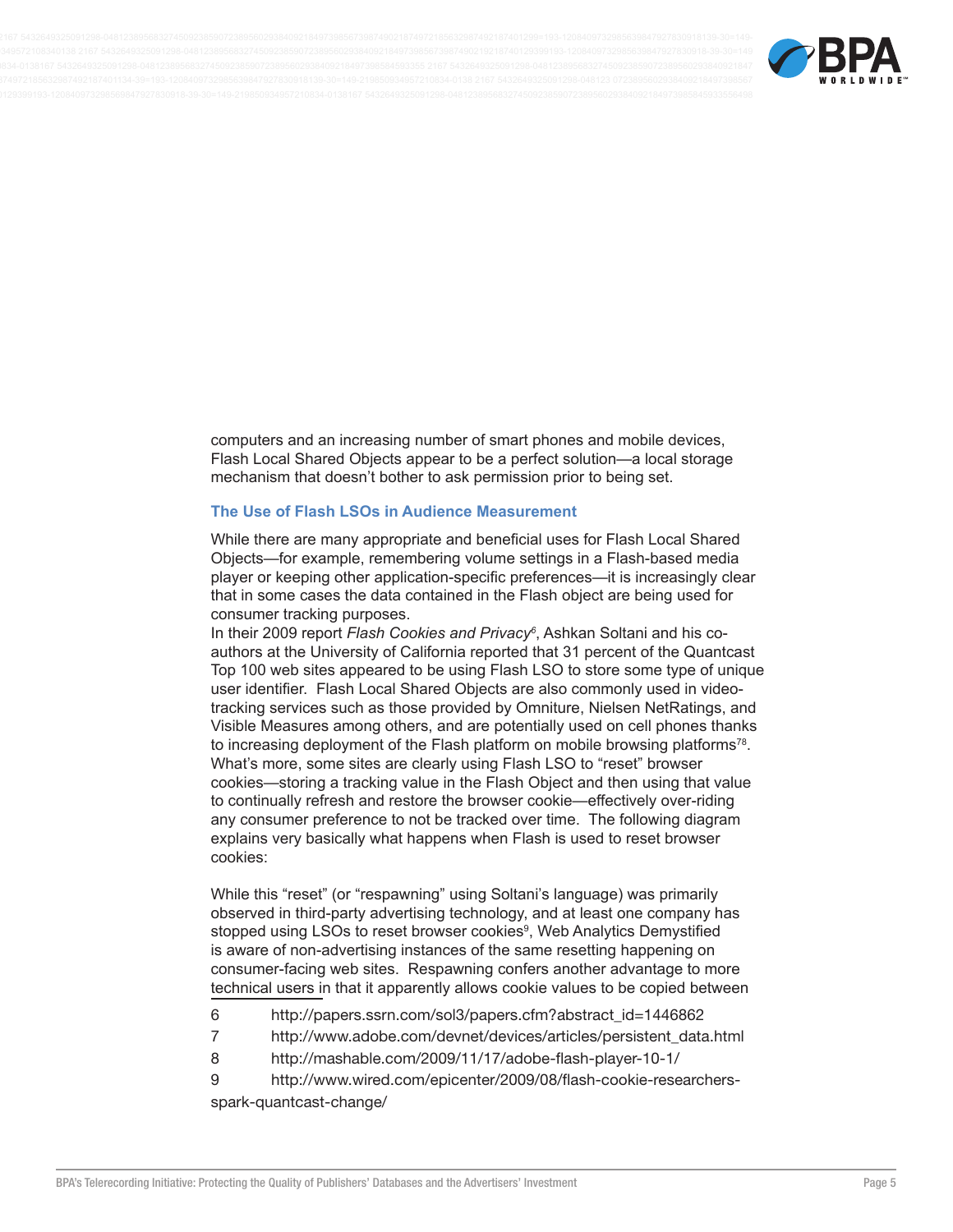computers and an increasing number of smart phones and mobile devices, Flash Local Shared Objects appear to be a perfect solution—a local storage mechanism that doesn't bother to ask permission prior to being set.

### The Use of Flash LSOs in Audience Measurement

While there are many appropriate and beneficial uses for Flash Local Shared Objects—for example, remembering volume settings in a Flash-based media player or keeping other application-specific preferences—it is increasingly clear that in some cases the data contained in the Flash object are being used for consumer tracking purposes.

In their 2009 report *Flash Cookies and Privacy*[6], Ashkan Soltani and his co-authors at the University of California reported that 31 percent of the Quantcast Top 100 web sites appeared to be using Flash LSO to store some type of unique user identifier. Flash Local Shared Objects are also commonly used in video-tracking services such as those provided by Omniture, Nielsen NetRatings, and Visible Measures among others, and are potentially used on cell phones thanks to increasing deployment of the Flash platform on mobile browsing platforms[7][8]. What's more, some sites are clearly using Flash LSO to "reset" browser cookies—storing a tracking value in the Flash Object and then using that value to continually refresh and restore the browser cookie—effectively over-riding any consumer preference to not be tracked over time. The following diagram explains very basically what happens when Flash is used to reset browser cookies:

While this "reset" (or "respawning" using Soltani's language) was primarily observed in third-party advertising technology, and at least one company has stopped using LSOs to reset browser cookies[9], Web Analytics Demystified is aware of non-advertising instances of the same resetting happening on consumer-facing web sites. Respawning confers another advantage to more technical users in that it apparently allows cookie values to be copied between

---

6 http://papers.ssrn.com/sol3/papers.cfm?abstract_id=1446862

7 http://www.adobe.com/devnet/devices/articles/persistent_data.html

8 http://mashable.com/2009/11/17/adobe-flash-player-10-1/

9 http://www.wired.com/epicenter/2009/08/flash-cookie-researchers-spark-quantcast-change/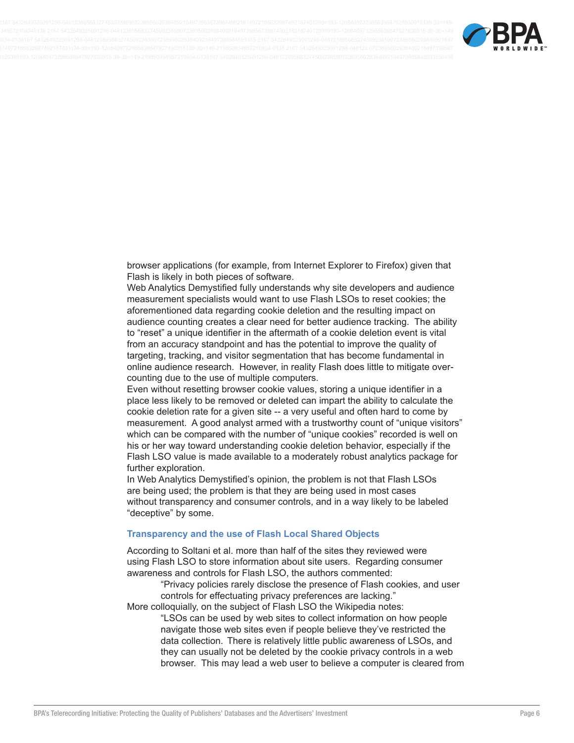browser applications (for example, from Internet Explorer to Firefox) given that Flash is likely in both pieces of software.

Web Analytics Demystified fully understands why site developers and audience measurement specialists would want to use Flash LSOs to reset cookies; the aforementioned data regarding cookie deletion and the resulting impact on audience counting creates a clear need for better audience tracking. The ability to "reset" a unique identifier in the aftermath of a cookie deletion event is vital from an accuracy standpoint and has the potential to improve the quality of targeting, tracking, and visitor segmentation that has become fundamental in online audience research. However, in reality Flash does little to mitigate over-counting due to the use of multiple computers.

Even without resetting browser cookie values, storing a unique identifier in a place less likely to be removed or deleted can impart the ability to calculate the cookie deletion rate for a given site -- a very useful and often hard to come by measurement. A good analyst armed with a trustworthy count of "unique visitors" which can be compared with the number of "unique cookies" recorded is well on his or her way toward understanding cookie deletion behavior, especially if the Flash LSO value is made available to a moderately robust analytics package for further exploration.

In Web Analytics Demystified's opinion, the problem is not that Flash LSOs are being used; the problem is that they are being used in most cases without transparency and consumer controls, and in a way likely to be labeled "deceptive" by some.

### Transparency and the use of Flash Local Shared Objects

According to Soltani et al. more than half of the sites they reviewed were using Flash LSO to store information about site users. Regarding consumer awareness and controls for Flash LSO, the authors commented:

> "Privacy policies rarely disclose the presence of Flash cookies, and user controls for effectuating privacy preferences are lacking."

More colloquially, on the subject of Flash LSO the Wikipedia notes:

> "LSOs can be used by web sites to collect information on how people navigate those web sites even if people believe they've restricted the data collection. There is relatively little public awareness of LSOs, and they can usually not be deleted by the cookie privacy controls in a web browser. This may lead a web user to believe a computer is cleared from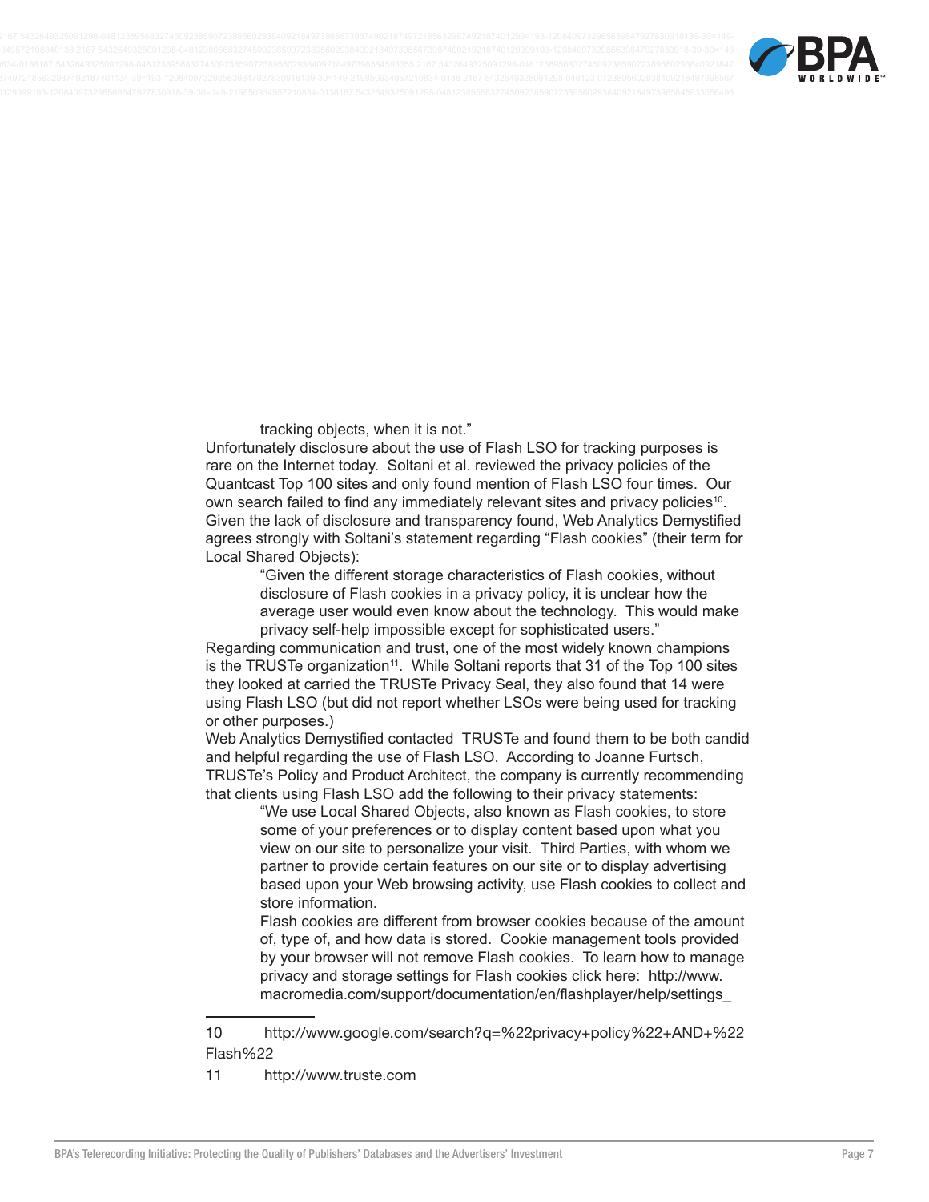> tracking objects, when it is not."

Unfortunately disclosure about the use of Flash LSO for tracking purposes is rare on the Internet today. Soltani et al. reviewed the privacy policies of the Quantcast Top 100 sites and only found mention of Flash LSO four times. Our own search failed to find any immediately relevant sites and privacy policies[10]. Given the lack of disclosure and transparency found, Web Analytics Demystified agrees strongly with Soltani's statement regarding "Flash cookies" (their term for Local Shared Objects):

> "Given the different storage characteristics of Flash cookies, without disclosure of Flash cookies in a privacy policy, it is unclear how the average user would even know about the technology. This would make privacy self-help impossible except for sophisticated users."

Regarding communication and trust, one of the most widely known champions is the TRUSTe organization[11]. While Soltani reports that 31 of the Top 100 sites they looked at carried the TRUSTe Privacy Seal, they also found that 14 were using Flash LSO (but did not report whether LSOs were being used for tracking or other purposes.)

Web Analytics Demystified contacted TRUSTe and found them to be both candid and helpful regarding the use of Flash LSO. According to Joanne Furtsch, TRUSTe's Policy and Product Architect, the company is currently recommending that clients using Flash LSO add the following to their privacy statements:

> "We use Local Shared Objects, also known as Flash cookies, to store some of your preferences or to display content based upon what you view on our site to personalize your visit. Third Parties, with whom we partner to provide certain features on our site or to display advertising based upon your Web browsing activity, use Flash cookies to collect and store information.
>
> Flash cookies are different from browser cookies because of the amount of, type of, and how data is stored. Cookie management tools provided by your browser will not remove Flash cookies. To learn how to manage privacy and storage settings for Flash cookies click here: http://www.macromedia.com/support/documentation/en/flashplayer/help/settings_

---

10 http://www.google.com/search?q=%22privacy+policy%22+AND+%22Flash%22

11 http://www.truste.com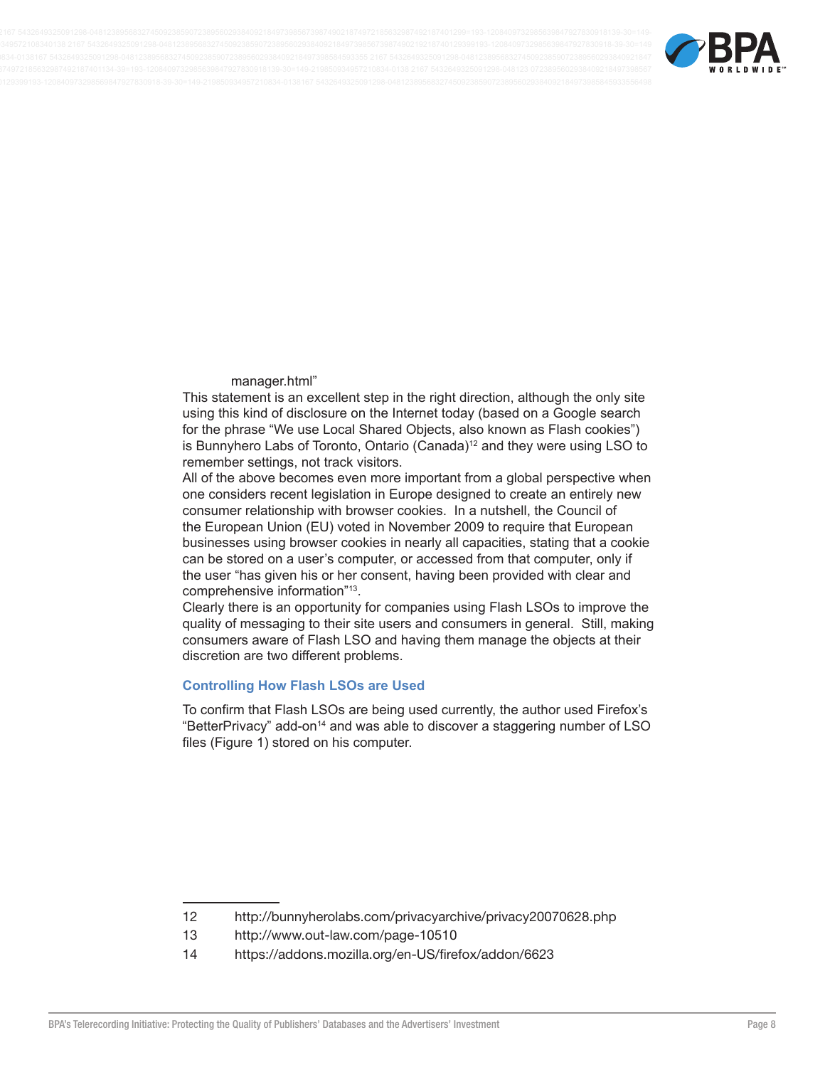manager.html"

This statement is an excellent step in the right direction, although the only site using this kind of disclosure on the Internet today (based on a Google search for the phrase "We use Local Shared Objects, also known as Flash cookies") is Bunnyhero Labs of Toronto, Ontario (Canada)[12] and they were using LSO to remember settings, not track visitors.

All of the above becomes even more important from a global perspective when one considers recent legislation in Europe designed to create an entirely new consumer relationship with browser cookies. In a nutshell, the Council of the European Union (EU) voted in November 2009 to require that European businesses using browser cookies in nearly all capacities, stating that a cookie can be stored on a user's computer, or accessed from that computer, only if the user "has given his or her consent, having been provided with clear and comprehensive information"[13].

Clearly there is an opportunity for companies using Flash LSOs to improve the quality of messaging to their site users and consumers in general. Still, making consumers aware of Flash LSO and having them manage the objects at their discretion are two different problems.

### Controlling How Flash LSOs are Used

To confirm that Flash LSOs are being used currently, the author used Firefox's "BetterPrivacy" add-on[14] and was able to discover a staggering number of LSO files (Figure 1) stored on his computer.

---

12 http://bunnyherolabs.com/privacyarchive/privacy20070628.php

13 http://www.out-law.com/page-10510

14 https://addons.mozilla.org/en-US/firefox/addon/6623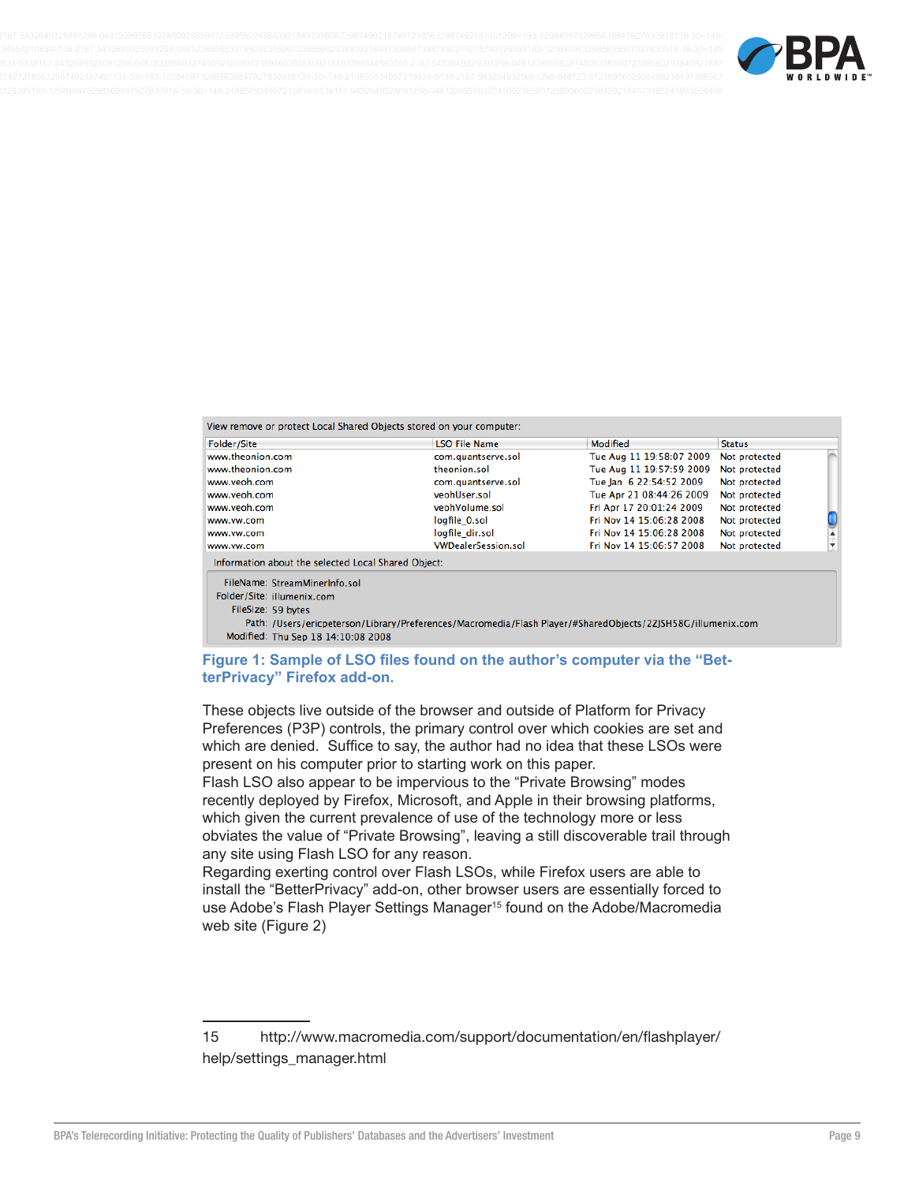View remove or protect Local Shared Objects stored on your computer:

| Folder/Site | LSO File Name | Modified | Status |
|---|---|---|---|
| www.theonion.com | com.quantserve.sol | Tue Aug 11 19:58:07 2009 | Not protected |
| www.theonion.com | theonion.sol | Tue Aug 11 19:57:59 2009 | Not protected |
| www.veoh.com | com.quantserve.sol | Tue Jan 6 22:54:52 2009 | Not protected |
| www.veoh.com | veohUser.sol | Tue Apr 21 08:44:26 2009 | Not protected |
| www.veoh.com | veohVolume.sol | Fri Apr 17 20:01:24 2009 | Not protected |
| www.vw.com | logfile_0.sol | Fri Nov 14 15:06:28 2008 | Not protected |
| www.vw.com | logfile_dir.sol | Fri Nov 14 15:06:28 2008 | Not protected |
| www.vw.com | VWDealerSession.sol | Fri Nov 14 15:06:57 2008 | Not protected |

Information about the selected Local Shared Object:

FileName: StreamMinerInfo.sol
Folder/Site: illumenix.com
FileSize: 59 bytes
Path: /Users/ericpeterson/Library/Preferences/Macromedia/Flash Player/#SharedObjects/2ZJSH58G/illumenix.com
Modified: Thu Sep 18 14:10:08 2008

**Figure 1: Sample of LSO files found on the author's computer via the "BetterPrivacy" Firefox add-on.**

These objects live outside of the browser and outside of Platform for Privacy Preferences (P3P) controls, the primary control over which cookies are set and which are denied. Suffice to say, the author had no idea that these LSOs were present on his computer prior to starting work on this paper.

Flash LSO also appear to be impervious to the "Private Browsing" modes recently deployed by Firefox, Microsoft, and Apple in their browsing platforms, which given the current prevalence of use of the technology more or less obviates the value of "Private Browsing", leaving a still discoverable trail through any site using Flash LSO for any reason.

Regarding exerting control over Flash LSOs, while Firefox users are able to install the "BetterPrivacy" add-on, other browser users are essentially forced to use Adobe's Flash Player Settings Manager[15] found on the Adobe/Macromedia web site (Figure 2)

15 http://www.macromedia.com/support/documentation/en/flashplayer/help/settings_manager.html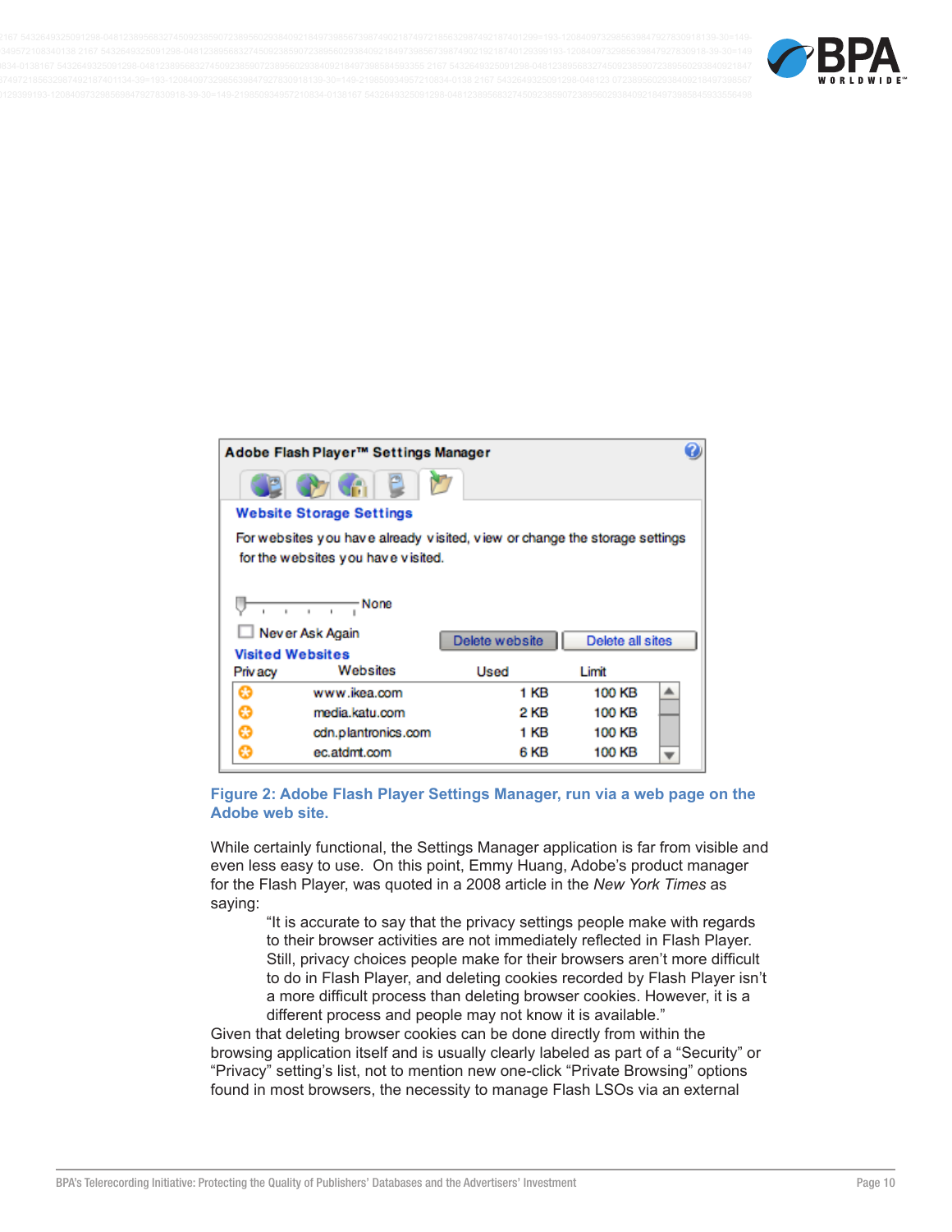Adobe Flash Player™ Settings Manager

**Website Storage Settings**

For websites you have already visited, view or change the storage settings for the websites you have visited.

None

Never Ask Again

Delete website | Delete all sites

**Visited Websites**

| Privacy | Websites | Used | Limit |
|---|---|---|---|
| | www.ikea.com | 1 KB | 100 KB |
| | media.katu.com | 2 KB | 100 KB |
| | cdn.plantronics.com | 1 KB | 100 KB |
| | ec.atdmt.com | 6 KB | 100 KB |

**Figure 2: Adobe Flash Player Settings Manager, run via a web page on the Adobe web site.**

While certainly functional, the Settings Manager application is far from visible and even less easy to use. On this point, Emmy Huang, Adobe's product manager for the Flash Player, was quoted in a 2008 article in the *New York Times* as saying:

> "It is accurate to say that the privacy settings people make with regards to their browser activities are not immediately reflected in Flash Player. Still, privacy choices people make for their browsers aren't more difficult to do in Flash Player, and deleting cookies recorded by Flash Player isn't a more difficult process than deleting browser cookies. However, it is a different process and people may not know it is available."

Given that deleting browser cookies can be done directly from within the browsing application itself and is usually clearly labeled as part of a "Security" or "Privacy" setting's list, not to mention new one-click "Private Browsing" options found in most browsers, the necessity to manage Flash LSOs via an external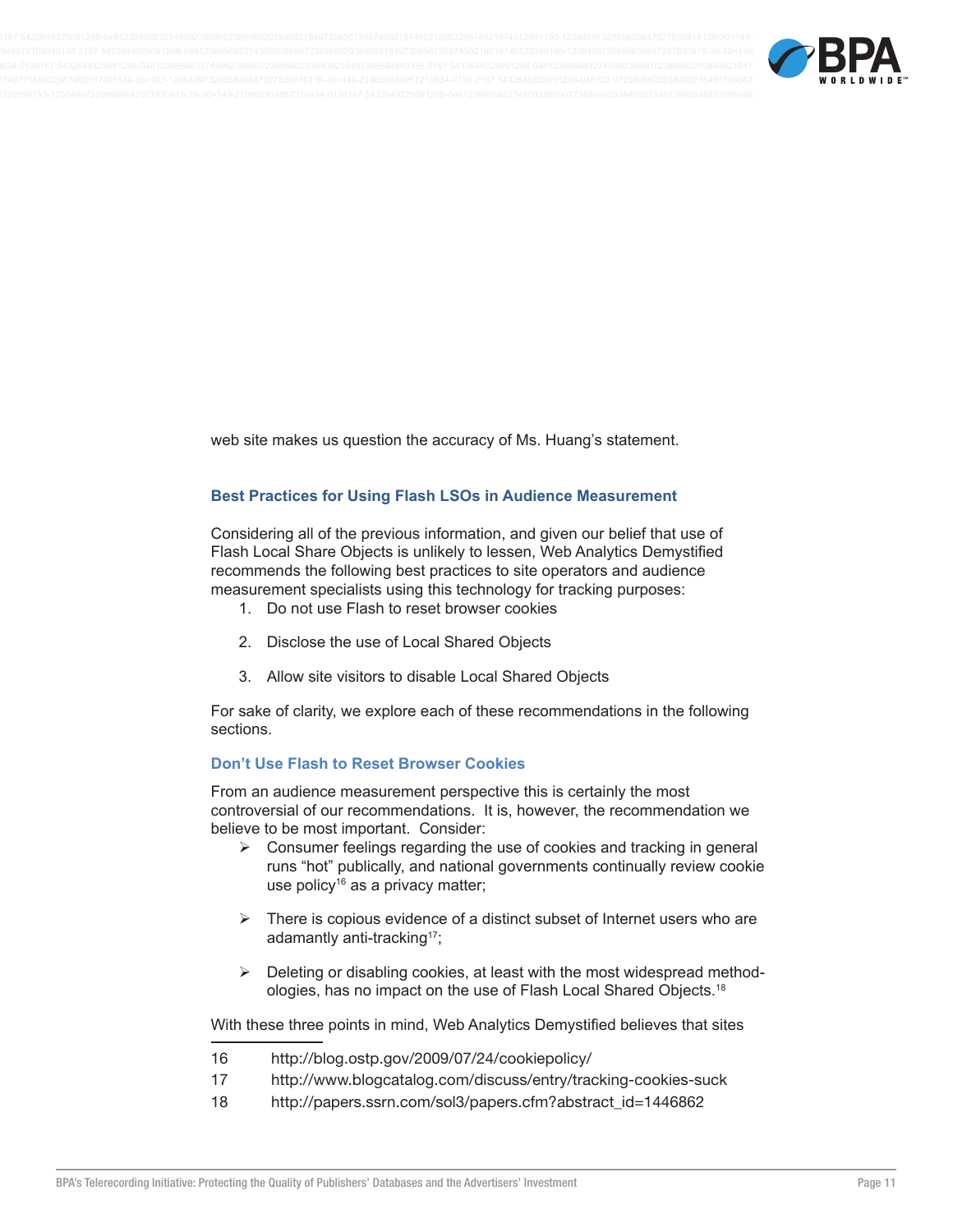web site makes us question the accuracy of Ms. Huang's statement.

### Best Practices for Using Flash LSOs in Audience Measurement

Considering all of the previous information, and given our belief that use of Flash Local Share Objects is unlikely to lessen, Web Analytics Demystified recommends the following best practices to site operators and audience measurement specialists using this technology for tracking purposes:

1. Do not use Flash to reset browser cookies
2. Disclose the use of Local Shared Objects
3. Allow site visitors to disable Local Shared Objects

For sake of clarity, we explore each of these recommendations in the following sections.

#### Don't Use Flash to Reset Browser Cookies

From an audience measurement perspective this is certainly the most controversial of our recommendations. It is, however, the recommendation we believe to be most important. Consider:

- Consumer feelings regarding the use of cookies and tracking in general runs "hot" publically, and national governments continually review cookie use policy[16] as a privacy matter;
- There is copious evidence of a distinct subset of Internet users who are adamantly anti-tracking[17];
- Deleting or disabling cookies, at least with the most widespread methodologies, has no impact on the use of Flash Local Shared Objects.[18]

With these three points in mind, Web Analytics Demystified believes that sites

16 http://blog.ostp.gov/2009/07/24/cookiepolicy/

17 http://www.blogcatalog.com/discuss/entry/tracking-cookies-suck

18 http://papers.ssrn.com/sol3/papers.cfm?abstract_id=1446862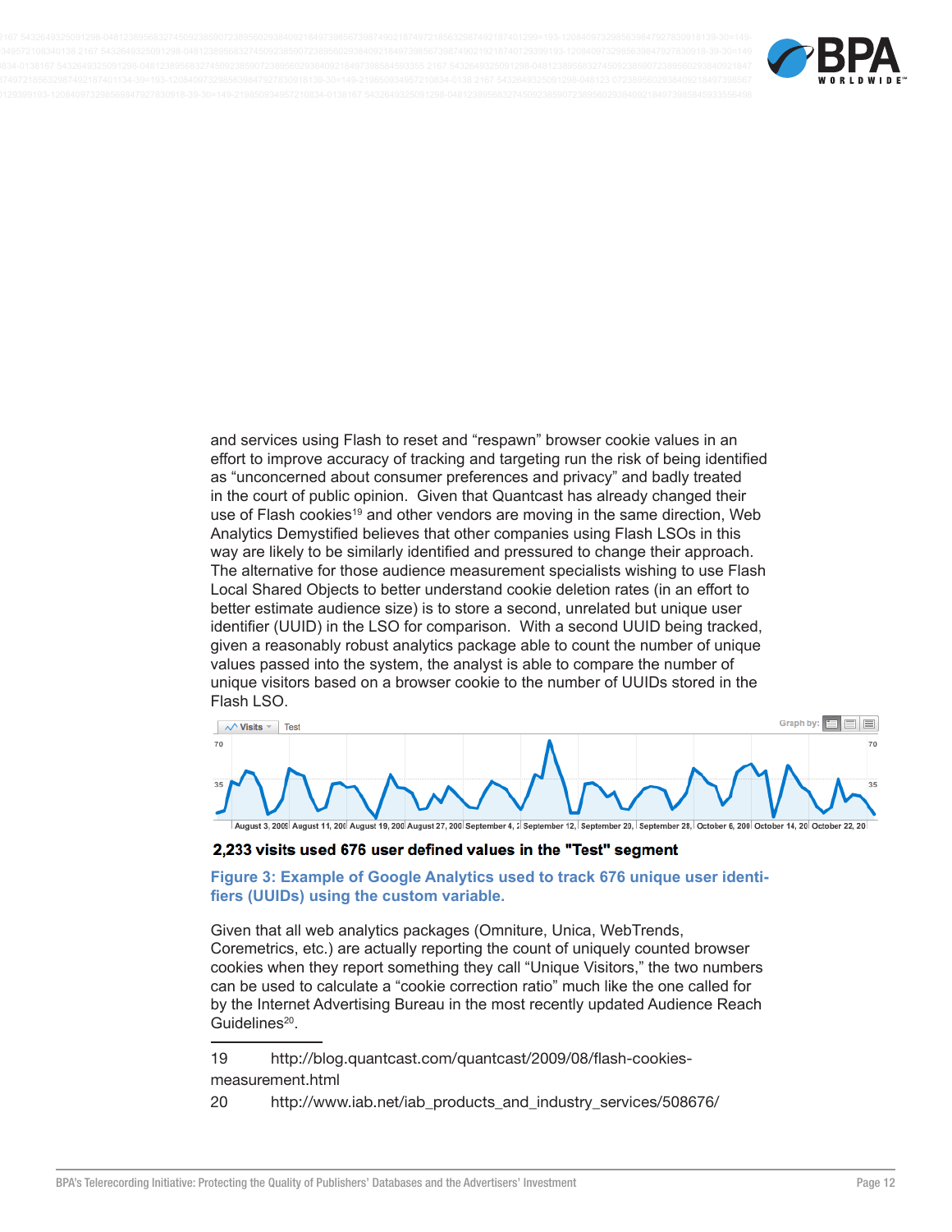and services using Flash to reset and “respawn” browser cookie values in an effort to improve accuracy of tracking and targeting run the risk of being identified as “unconcerned about consumer preferences and privacy” and badly treated in the court of public opinion. Given that Quantcast has already changed their use of Flash cookies[19] and other vendors are moving in the same direction, Web Analytics Demystified believes that other companies using Flash LSOs in this way are likely to be similarly identified and pressured to change their approach. The alternative for those audience measurement specialists wishing to use Flash Local Shared Objects to better understand cookie deletion rates (in an effort to better estimate audience size) is to store a second, unrelated but unique user identifier (UUID) in the LSO for comparison. With a second UUID being tracked, given a reasonably robust analytics package able to count the number of unique values passed into the system, the analyst is able to compare the number of unique visitors based on a browser cookie to the number of UUIDs stored in the Flash LSO.

**2,233 visits used 676 user defined values in the "Test" segment**

**Figure 3: Example of Google Analytics used to track 676 unique user identifiers (UUIDs) using the custom variable.**

Given that all web analytics packages (Omniture, Unica, WebTrends, Coremetrics, etc.) are actually reporting the count of uniquely counted browser cookies when they report something they call “Unique Visitors,” the two numbers can be used to calculate a “cookie correction ratio” much like the one called for by the Internet Advertising Bureau in the most recently updated Audience Reach Guidelines[20].

---

19 http://blog.quantcast.com/quantcast/2009/08/flash-cookies-measurement.html

20 http://www.iab.net/iab_products_and_industry_services/508676/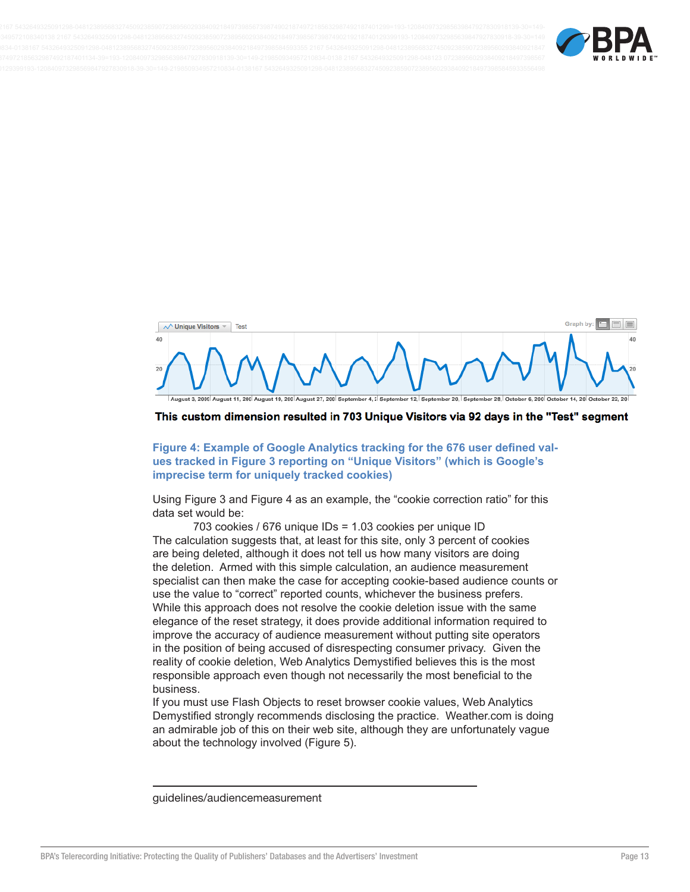This custom dimension resulted in 703 Unique Visitors via 92 days in the "Test" segment

**Figure 4: Example of Google Analytics tracking for the 676 user defined values tracked in Figure 3 reporting on "Unique Visitors" (which is Google's imprecise term for uniquely tracked cookies)**

Using Figure 3 and Figure 4 as an example, the "cookie correction ratio" for this data set would be:

703 cookies / 676 unique IDs = 1.03 cookies per unique ID

The calculation suggests that, at least for this site, only 3 percent of cookies are being deleted, although it does not tell us how many visitors are doing the deletion. Armed with this simple calculation, an audience measurement specialist can then make the case for accepting cookie-based audience counts or use the value to "correct" reported counts, whichever the business prefers.

While this approach does not resolve the cookie deletion issue with the same elegance of the reset strategy, it does provide additional information required to improve the accuracy of audience measurement without putting site operators in the position of being accused of disrespecting consumer privacy. Given the reality of cookie deletion, Web Analytics Demystified believes this is the most responsible approach even though not necessarily the most beneficial to the business.

If you must use Flash Objects to reset browser cookie values, Web Analytics Demystified strongly recommends disclosing the practice. Weather.com is doing an admirable job of this on their web site, although they are unfortunately vague about the technology involved (Figure 5).

---

guidelines/audiencemeasurement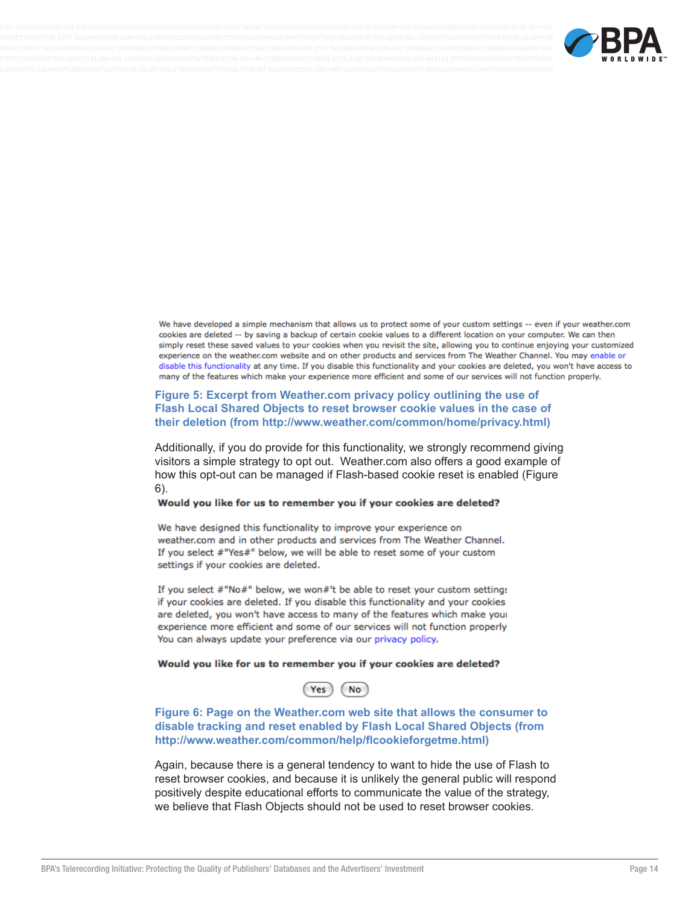We have developed a simple mechanism that allows us to protect some of your custom settings -- even if your weather.com cookies are deleted -- by saving a backup of certain cookie values to a different location on your computer. We can then simply reset these saved values to your cookies when you revisit the site, allowing you to continue enjoying your customized experience on the weather.com website and on other products and services from The Weather Channel. You may enable or disable this functionality at any time. If you disable this functionality and your cookies are deleted, you won't have access to many of the features which make your experience more efficient and some of our services will not function properly.

**Figure 5: Excerpt from Weather.com privacy policy outlining the use of Flash Local Shared Objects to reset browser cookie values in the case of their deletion (from http://www.weather.com/common/home/privacy.html)**

Additionally, if you do provide for this functionality, we strongly recommend giving visitors a simple strategy to opt out. Weather.com also offers a good example of how this opt-out can be managed if Flash-based cookie reset is enabled (Figure 6).

**Would you like for us to remember you if your cookies are deleted?**

We have designed this functionality to improve your experience on weather.com and in other products and services from The Weather Channel. If you select #"Yes#" below, we will be able to reset some of your custom settings if your cookies are deleted.

If you select #"No#" below, we won#'t be able to reset your custom setting: if your cookies are deleted. If you disable this functionality and your cookies are deleted, you won't have access to many of the features which make you experience more efficient and some of our services will not function properly You can always update your preference via our privacy policy.

**Would you like for us to remember you if your cookies are deleted?**

Yes No

**Figure 6: Page on the Weather.com web site that allows the consumer to disable tracking and reset enabled by Flash Local Shared Objects (from http://www.weather.com/common/help/flcookieforgetme.html)**

Again, because there is a general tendency to want to hide the use of Flash to reset browser cookies, and because it is unlikely the general public will respond positively despite educational efforts to communicate the value of the strategy, we believe that Flash Objects should not be used to reset browser cookies.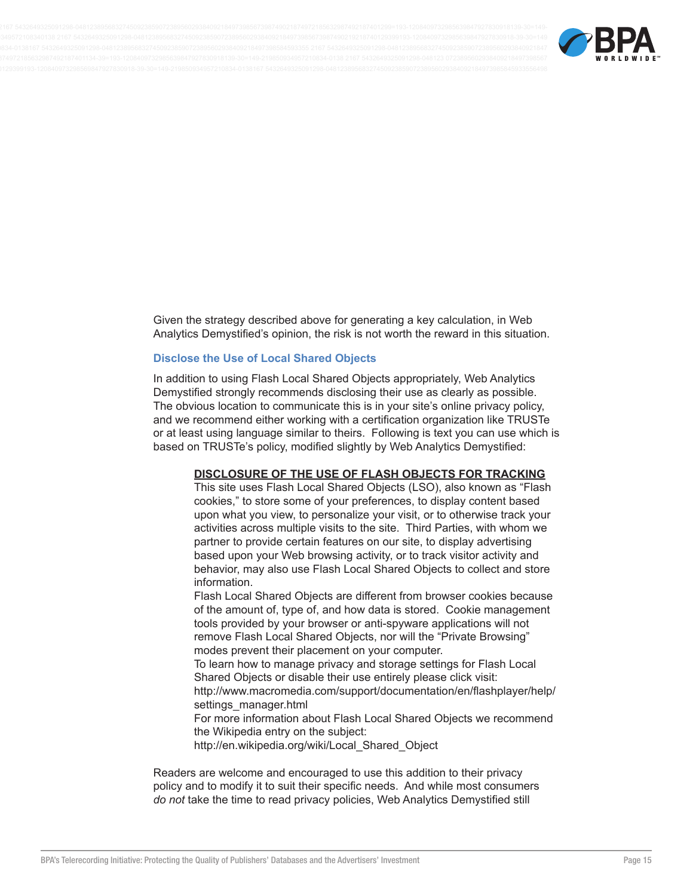Given the strategy described above for generating a key calculation, in Web Analytics Demystified's opinion, the risk is not worth the reward in this situation.

### Disclose the Use of Local Shared Objects

In addition to using Flash Local Shared Objects appropriately, Web Analytics Demystified strongly recommends disclosing their use as clearly as possible. The obvious location to communicate this is in your site's online privacy policy, and we recommend either working with a certification organization like TRUSTe or at least using language similar to theirs. Following is text you can use which is based on TRUSTe's policy, modified slightly by Web Analytics Demystified:

> **DISCLOSURE OF THE USE OF FLASH OBJECTS FOR TRACKING**
> This site uses Flash Local Shared Objects (LSO), also known as "Flash cookies," to store some of your preferences, to display content based upon what you view, to personalize your visit, or to otherwise track your activities across multiple visits to the site. Third Parties, with whom we partner to provide certain features on our site, to display advertising based upon your Web browsing activity, or to track visitor activity and behavior, may also use Flash Local Shared Objects to collect and store information.
> Flash Local Shared Objects are different from browser cookies because of the amount of, type of, and how data is stored. Cookie management tools provided by your browser or anti-spyware applications will not remove Flash Local Shared Objects, nor will the "Private Browsing" modes prevent their placement on your computer.
> To learn how to manage privacy and storage settings for Flash Local Shared Objects or disable their use entirely please click visit:
> http://www.macromedia.com/support/documentation/en/flashplayer/help/settings_manager.html
> For more information about Flash Local Shared Objects we recommend the Wikipedia entry on the subject:
> http://en.wikipedia.org/wiki/Local_Shared_Object

Readers are welcome and encouraged to use this addition to their privacy policy and to modify it to suit their specific needs. And while most consumers *do not* take the time to read privacy policies, Web Analytics Demystified still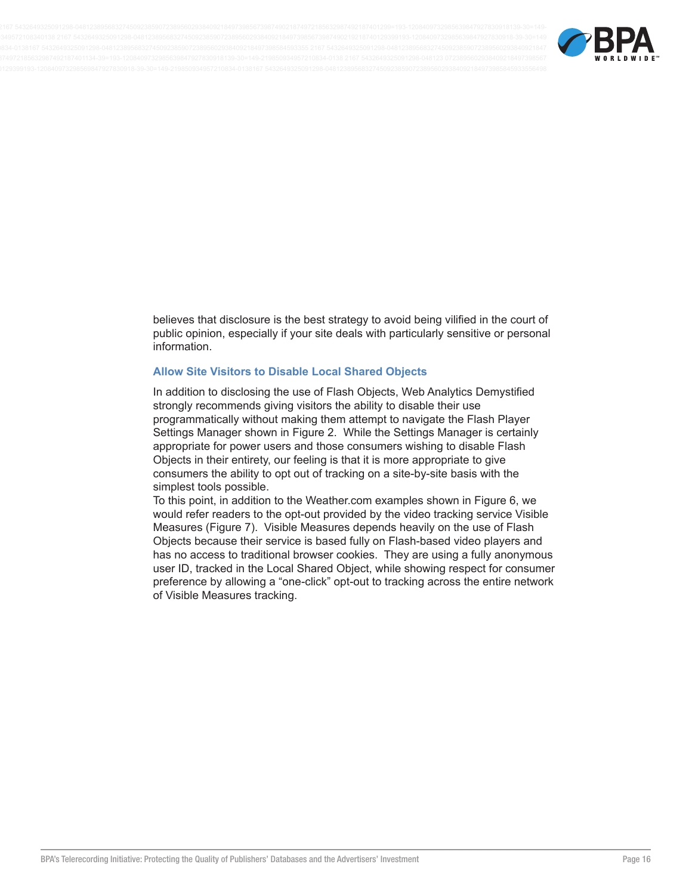believes that disclosure is the best strategy to avoid being vilified in the court of public opinion, especially if your site deals with particularly sensitive or personal information.

### Allow Site Visitors to Disable Local Shared Objects

In addition to disclosing the use of Flash Objects, Web Analytics Demystified strongly recommends giving visitors the ability to disable their use programmatically without making them attempt to navigate the Flash Player Settings Manager shown in Figure 2. While the Settings Manager is certainly appropriate for power users and those consumers wishing to disable Flash Objects in their entirety, our feeling is that it is more appropriate to give consumers the ability to opt out of tracking on a site-by-site basis with the simplest tools possible.

To this point, in addition to the Weather.com examples shown in Figure 6, we would refer readers to the opt-out provided by the video tracking service Visible Measures (Figure 7). Visible Measures depends heavily on the use of Flash Objects because their service is based fully on Flash-based video players and has no access to traditional browser cookies. They are using a fully anonymous user ID, tracked in the Local Shared Object, while showing respect for consumer preference by allowing a "one-click" opt-out to tracking across the entire network of Visible Measures tracking.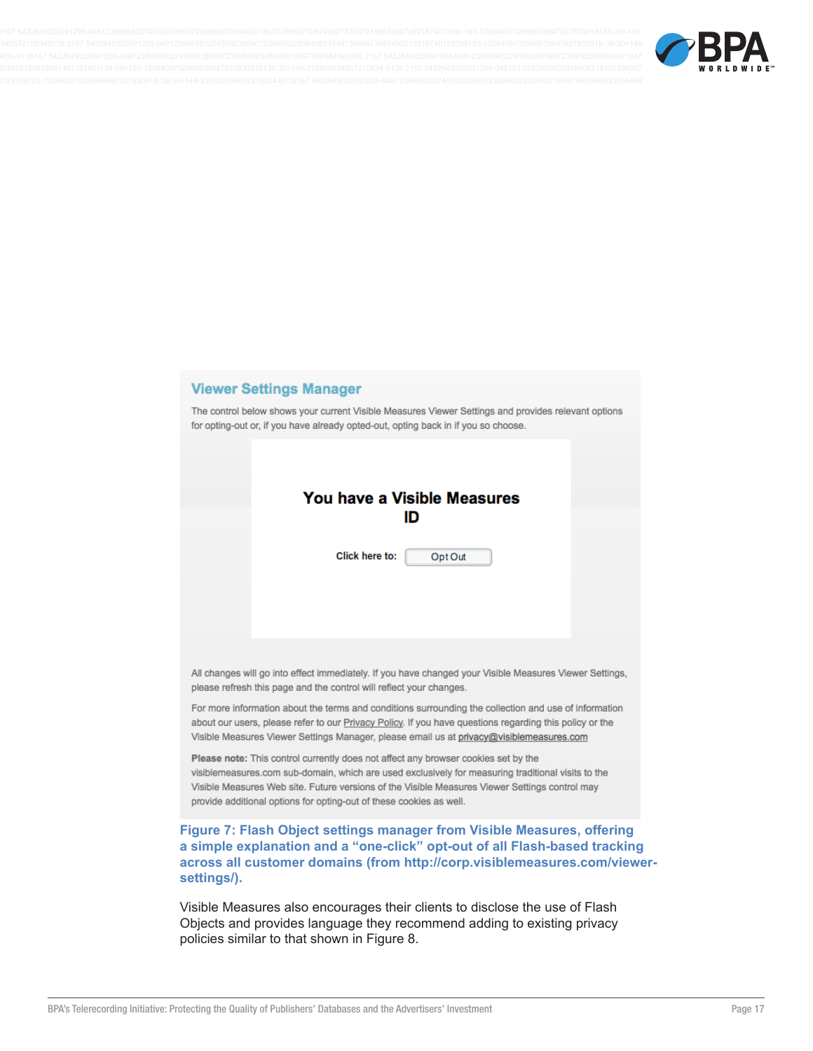## Viewer Settings Manager

The control below shows your current Visible Measures Viewer Settings and provides relevant options for opting-out or, if you have already opted-out, opting back in if you so choose.

**You have a Visible Measures ID**

**Click here to:** Opt Out

All changes will go into effect immediately. If you have changed your Visible Measures Viewer Settings, please refresh this page and the control will reflect your changes.

For more information about the terms and conditions surrounding the collection and use of information about our users, please refer to our Privacy Policy. If you have questions regarding this policy or the Visible Measures Viewer Settings Manager, please email us at privacy@visiblemeasures.com

**Please note:** This control currently does not affect any browser cookies set by the visiblemeasures.com sub-domain, which are used exclusively for measuring traditional visits to the Visible Measures Web site. Future versions of the Visible Measures Viewer Settings control may provide additional options for opting-out of these cookies as well.

**Figure 7: Flash Object settings manager from Visible Measures, offering a simple explanation and a "one-click" opt-out of all Flash-based tracking across all customer domains (from http://corp.visiblemeasures.com/viewer-settings/).**

Visible Measures also encourages their clients to disclose the use of Flash Objects and provides language they recommend adding to existing privacy policies similar to that shown in Figure 8.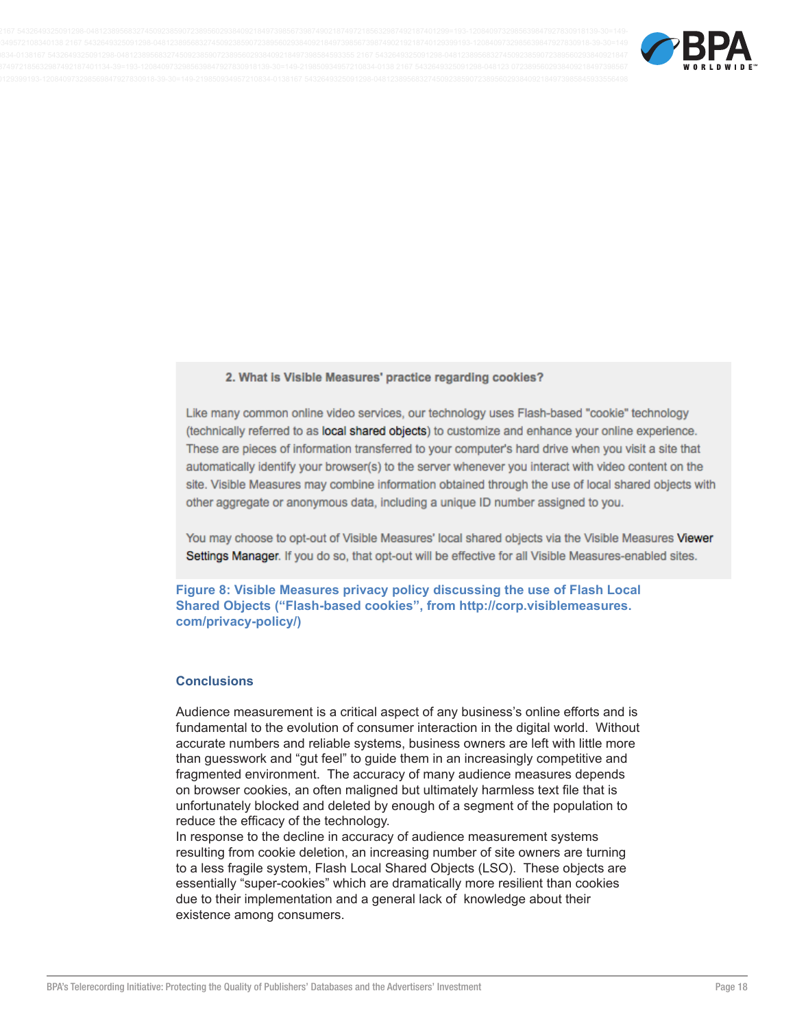**2. What is Visible Measures' practice regarding cookies?**

Like many common online video services, our technology uses Flash-based "cookie" technology (technically referred to as local shared objects) to customize and enhance your online experience. These are pieces of information transferred to your computer's hard drive when you visit a site that automatically identify your browser(s) to the server whenever you interact with video content on the site. Visible Measures may combine information obtained through the use of local shared objects with other aggregate or anonymous data, including a unique ID number assigned to you.

You may choose to opt-out of Visible Measures' local shared objects via the Visible Measures Viewer Settings Manager. If you do so, that opt-out will be effective for all Visible Measures-enabled sites.

**Figure 8: Visible Measures privacy policy discussing the use of Flash Local Shared Objects ("Flash-based cookies", from http://corp.visiblemeasures.com/privacy-policy/)**

## Conclusions

Audience measurement is a critical aspect of any business's online efforts and is fundamental to the evolution of consumer interaction in the digital world. Without accurate numbers and reliable systems, business owners are left with little more than guesswork and "gut feel" to guide them in an increasingly competitive and fragmented environment. The accuracy of many audience measures depends on browser cookies, an often maligned but ultimately harmless text file that is unfortunately blocked and deleted by enough of a segment of the population to reduce the efficacy of the technology.

In response to the decline in accuracy of audience measurement systems resulting from cookie deletion, an increasing number of site owners are turning to a less fragile system, Flash Local Shared Objects (LSO). These objects are essentially "super-cookies" which are dramatically more resilient than cookies due to their implementation and a general lack of knowledge about their existence among consumers.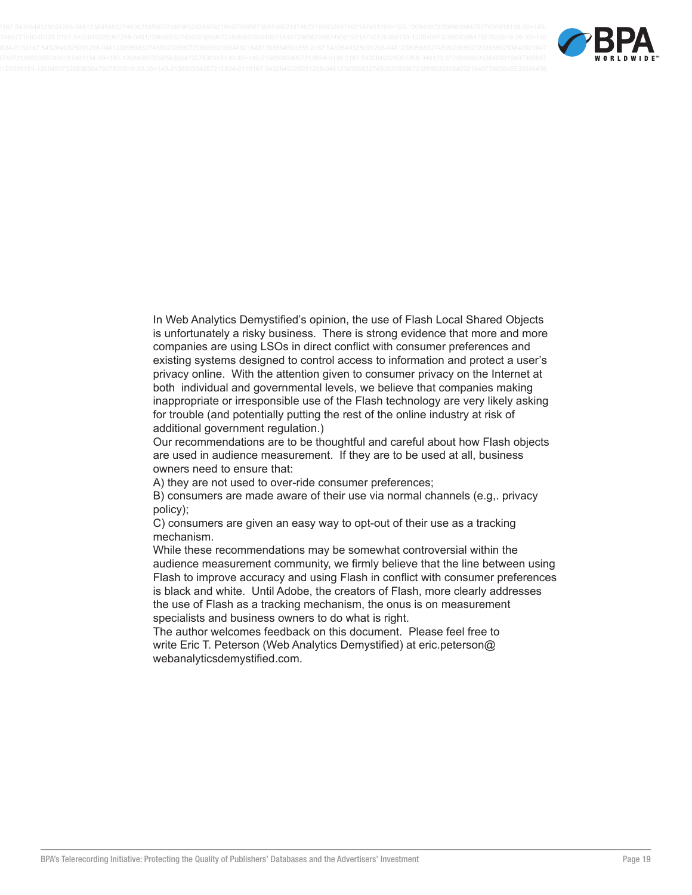In Web Analytics Demystified's opinion, the use of Flash Local Shared Objects is unfortunately a risky business. There is strong evidence that more and more companies are using LSOs in direct conflict with consumer preferences and existing systems designed to control access to information and protect a user's privacy online. With the attention given to consumer privacy on the Internet at both individual and governmental levels, we believe that companies making inappropriate or irresponsible use of the Flash technology are very likely asking for trouble (and potentially putting the rest of the online industry at risk of additional government regulation.)

Our recommendations are to be thoughtful and careful about how Flash objects are used in audience measurement. If they are to be used at all, business owners need to ensure that:

A) they are not used to over-ride consumer preferences;

B) consumers are made aware of their use via normal channels (e.g,. privacy policy);

C) consumers are given an easy way to opt-out of their use as a tracking mechanism.

While these recommendations may be somewhat controversial within the audience measurement community, we firmly believe that the line between using Flash to improve accuracy and using Flash in conflict with consumer preferences is black and white. Until Adobe, the creators of Flash, more clearly addresses the use of Flash as a tracking mechanism, the onus is on measurement specialists and business owners to do what is right.

The author welcomes feedback on this document. Please feel free to write Eric T. Peterson (Web Analytics Demystified) at eric.peterson@webanalyticsdemystified.com.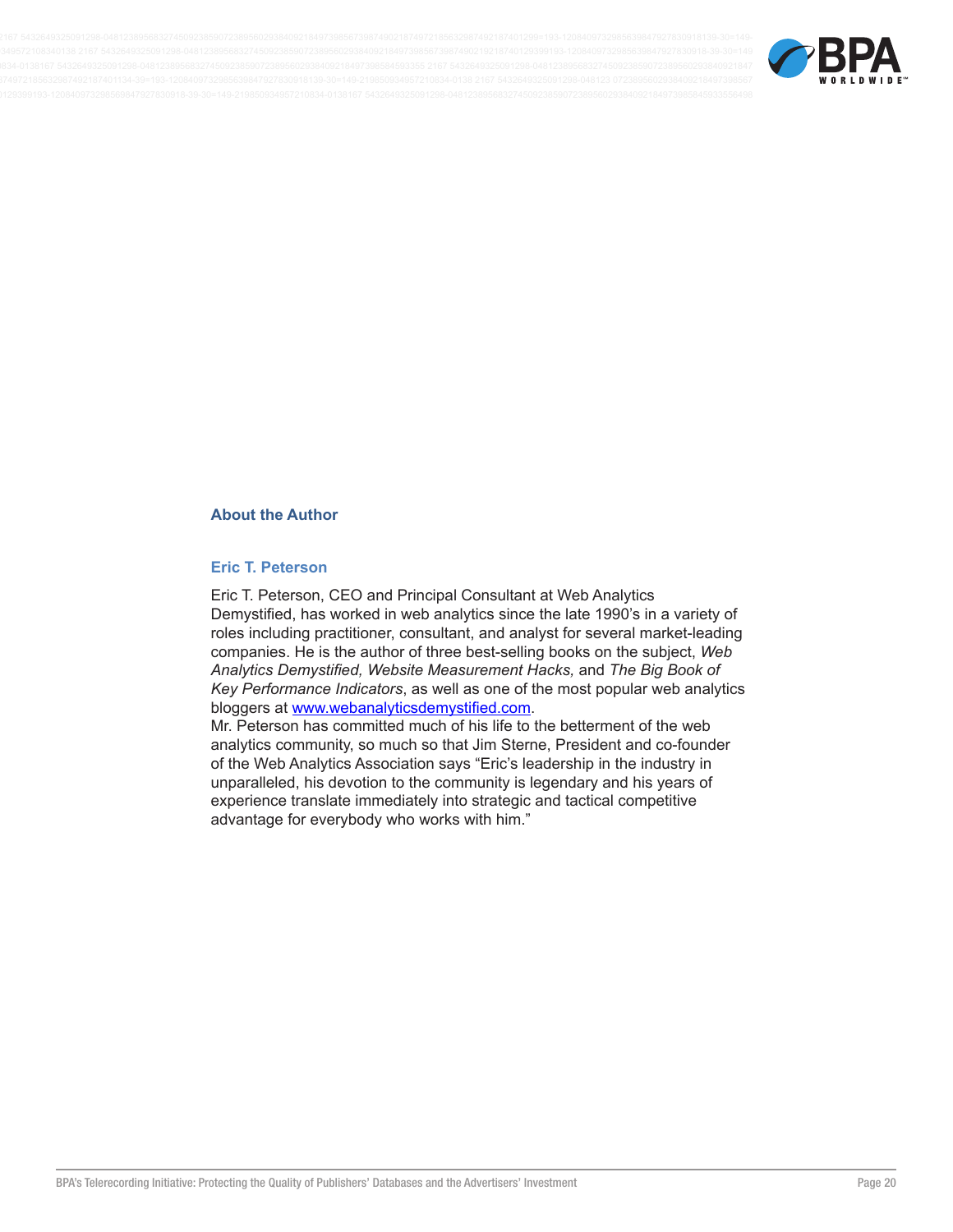## About the Author

### Eric T. Peterson

Eric T. Peterson, CEO and Principal Consultant at Web Analytics Demystified, has worked in web analytics since the late 1990's in a variety of roles including practitioner, consultant, and analyst for several market-leading companies. He is the author of three best-selling books on the subject, *Web Analytics Demystified, Website Measurement Hacks,* and *The Big Book of Key Performance Indicators*, as well as one of the most popular web analytics bloggers at www.webanalyticsdemystified.com.

Mr. Peterson has committed much of his life to the betterment of the web analytics community, so much so that Jim Sterne, President and co-founder of the Web Analytics Association says "Eric's leadership in the industry in unparalleled, his devotion to the community is legendary and his years of experience translate immediately into strategic and tactical competitive advantage for everybody who works with him."